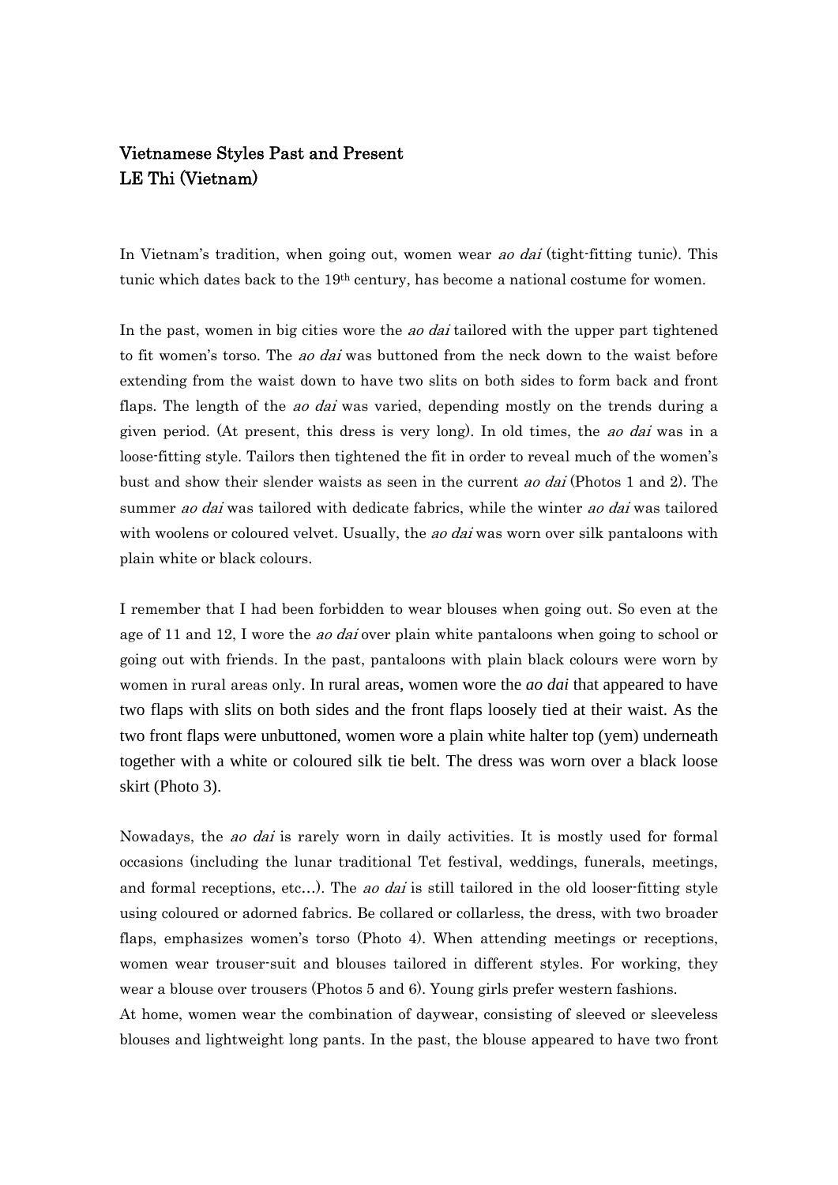# Vietnamese Styles Past and Present
## LE Thi (Vietnam)

In Vietnam's tradition, when going out, women wear *ao dai* (tight-fitting tunic). This tunic which dates back to the 19th century, has become a national costume for women.

In the past, women in big cities wore the *ao dai* tailored with the upper part tightened to fit women's torso. The *ao dai* was buttoned from the neck down to the waist before extending from the waist down to have two slits on both sides to form back and front flaps. The length of the *ao dai* was varied, depending mostly on the trends during a given period. (At present, this dress is very long). In old times, the *ao dai* was in a loose-fitting style. Tailors then tightened the fit in order to reveal much of the women's bust and show their slender waists as seen in the current *ao dai* (Photos 1 and 2). The summer *ao dai* was tailored with dedicate fabrics, while the winter *ao dai* was tailored with woolens or coloured velvet. Usually, the *ao dai* was worn over silk pantaloons with plain white or black colours.

I remember that I had been forbidden to wear blouses when going out. So even at the age of 11 and 12, I wore the *ao dai* over plain white pantaloons when going to school or going out with friends. In the past, pantaloons with plain black colours were worn by women in rural areas only. In rural areas, women wore the *ao dai* that appeared to have two flaps with slits on both sides and the front flaps loosely tied at their waist. As the two front flaps were unbuttoned, women wore a plain white halter top (yem) underneath together with a white or coloured silk tie belt. The dress was worn over a black loose skirt (Photo 3).

Nowadays, the *ao dai* is rarely worn in daily activities. It is mostly used for formal occasions (including the lunar traditional Tet festival, weddings, funerals, meetings, and formal receptions, etc…). The *ao dai* is still tailored in the old looser-fitting style using coloured or adorned fabrics. Be collared or collarless, the dress, with two broader flaps, emphasizes women's torso (Photo 4). When attending meetings or receptions, women wear trouser-suit and blouses tailored in different styles. For working, they wear a blouse over trousers (Photos 5 and 6). Young girls prefer western fashions.

At home, women wear the combination of daywear, consisting of sleeved or sleeveless blouses and lightweight long pants. In the past, the blouse appeared to have two front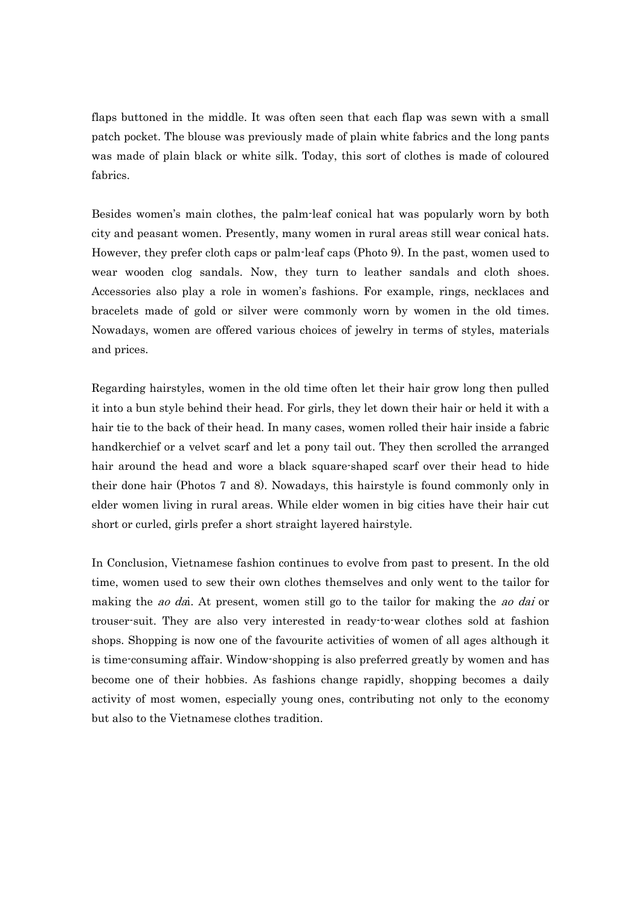flaps buttoned in the middle. It was often seen that each flap was sewn with a small patch pocket. The blouse was previously made of plain white fabrics and the long pants was made of plain black or white silk. Today, this sort of clothes is made of coloured fabrics.

Besides women's main clothes, the palm-leaf conical hat was popularly worn by both city and peasant women. Presently, many women in rural areas still wear conical hats. However, they prefer cloth caps or palm-leaf caps (Photo 9). In the past, women used to wear wooden clog sandals. Now, they turn to leather sandals and cloth shoes. Accessories also play a role in women's fashions. For example, rings, necklaces and bracelets made of gold or silver were commonly worn by women in the old times. Nowadays, women are offered various choices of jewelry in terms of styles, materials and prices.

Regarding hairstyles, women in the old time often let their hair grow long then pulled it into a bun style behind their head. For girls, they let down their hair or held it with a hair tie to the back of their head. In many cases, women rolled their hair inside a fabric handkerchief or a velvet scarf and let a pony tail out. They then scrolled the arranged hair around the head and wore a black square-shaped scarf over their head to hide their done hair (Photos 7 and 8). Nowadays, this hairstyle is found commonly only in elder women living in rural areas. While elder women in big cities have their hair cut short or curled, girls prefer a short straight layered hairstyle.

In Conclusion, Vietnamese fashion continues to evolve from past to present. In the old time, women used to sew their own clothes themselves and only went to the tailor for making the *ao da*i. At present, women still go to the tailor for making the *ao dai* or trouser-suit. They are also very interested in ready-to-wear clothes sold at fashion shops. Shopping is now one of the favourite activities of women of all ages although it is time-consuming affair. Window-shopping is also preferred greatly by women and has become one of their hobbies. As fashions change rapidly, shopping becomes a daily activity of most women, especially young ones, contributing not only to the economy but also to the Vietnamese clothes tradition.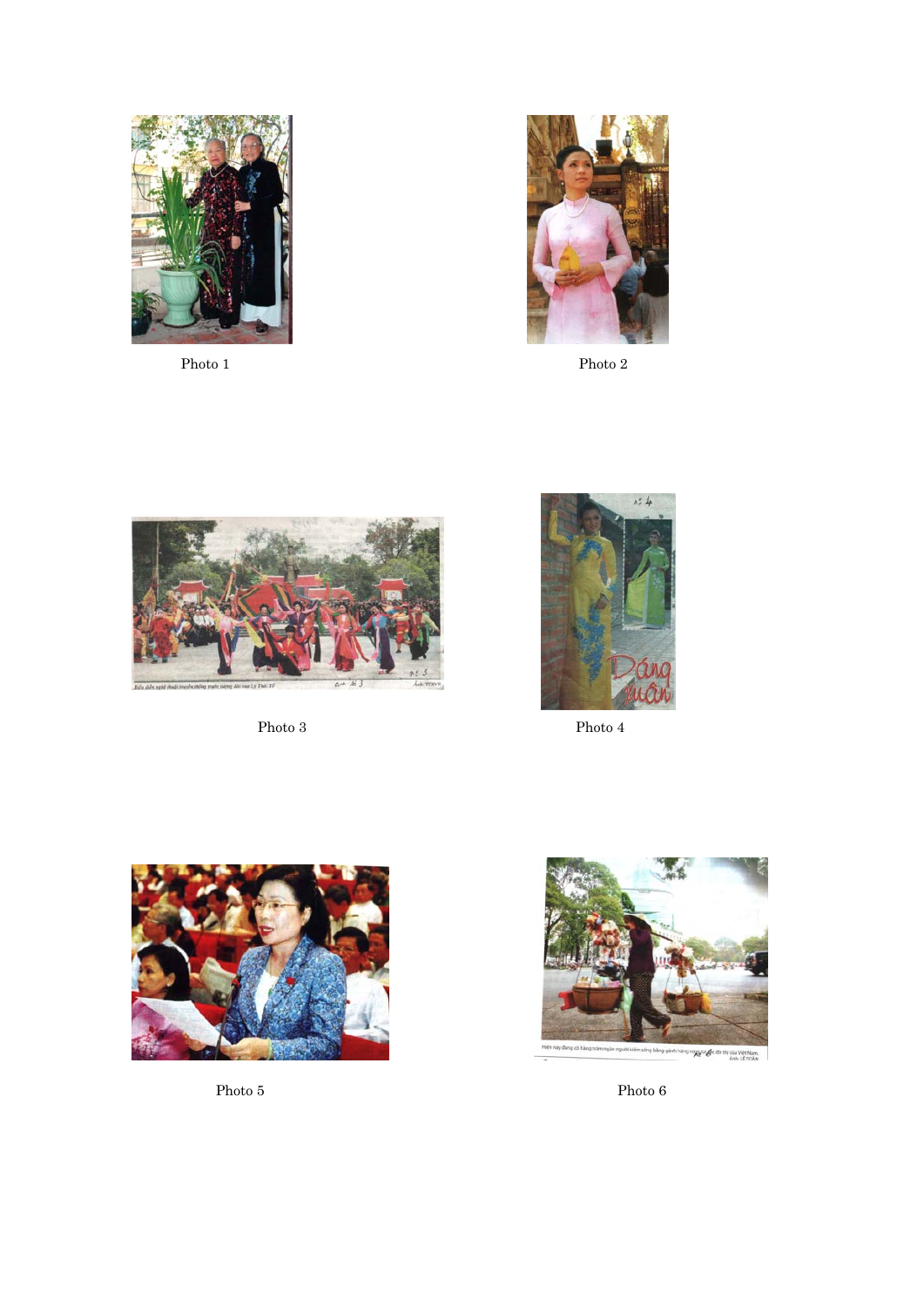Photo 1

Photo 2

Photo 3

Photo 4

Photo 5

Photo 6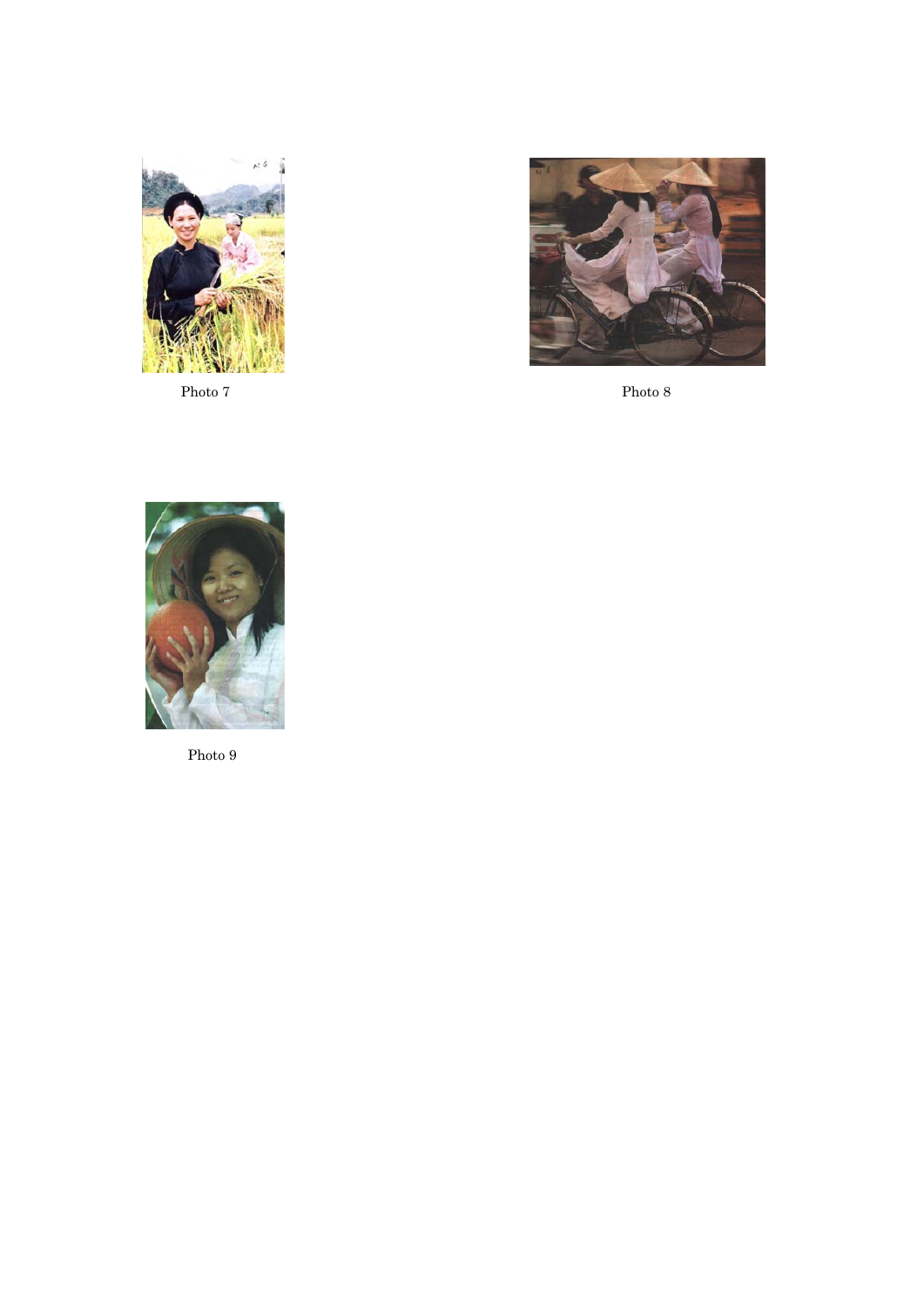Photo 7

Photo 8

Photo 9